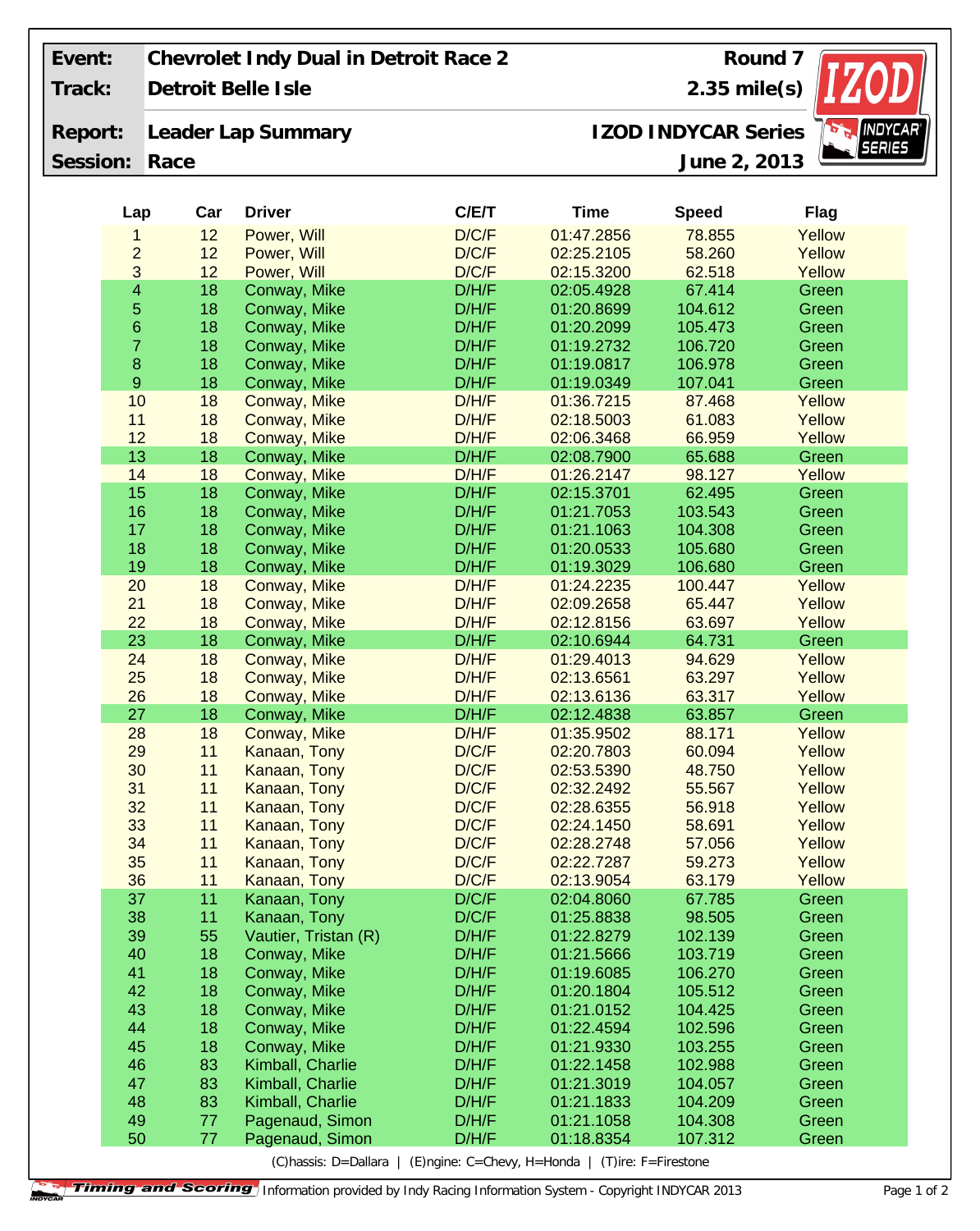| Event: | Chevrolet Indy Dual in Detroit Race 2 | Round 7 |
|---|---|---|
| Track: | Detroit Belle Isle | 2.35 mile(s) |
| Report: | Leader Lap Summary | IZOD INDYCAR Series |
| Session: | Race | June 2, 2013 |

| Lap | Car | Driver | C/E/T | Time | Speed | Flag |
|---|---|---|---|---|---|---|
| 1 | 12 | Power, Will | D/C/F | 01:47.2856 | 78.855 | Yellow |
| 2 | 12 | Power, Will | D/C/F | 02:25.2105 | 58.260 | Yellow |
| 3 | 12 | Power, Will | D/C/F | 02:15.3200 | 62.518 | Yellow |
| 4 | 18 | Conway, Mike | D/H/F | 02:05.4928 | 67.414 | Green |
| 5 | 18 | Conway, Mike | D/H/F | 01:20.8699 | 104.612 | Green |
| 6 | 18 | Conway, Mike | D/H/F | 01:20.2099 | 105.473 | Green |
| 7 | 18 | Conway, Mike | D/H/F | 01:19.2732 | 106.720 | Green |
| 8 | 18 | Conway, Mike | D/H/F | 01:19.0817 | 106.978 | Green |
| 9 | 18 | Conway, Mike | D/H/F | 01:19.0349 | 107.041 | Green |
| 10 | 18 | Conway, Mike | D/H/F | 01:36.7215 | 87.468 | Yellow |
| 11 | 18 | Conway, Mike | D/H/F | 02:18.5003 | 61.083 | Yellow |
| 12 | 18 | Conway, Mike | D/H/F | 02:06.3468 | 66.959 | Yellow |
| 13 | 18 | Conway, Mike | D/H/F | 02:08.7900 | 65.688 | Green |
| 14 | 18 | Conway, Mike | D/H/F | 01:26.2147 | 98.127 | Yellow |
| 15 | 18 | Conway, Mike | D/H/F | 02:15.3701 | 62.495 | Green |
| 16 | 18 | Conway, Mike | D/H/F | 01:21.7053 | 103.543 | Green |
| 17 | 18 | Conway, Mike | D/H/F | 01:21.1063 | 104.308 | Green |
| 18 | 18 | Conway, Mike | D/H/F | 01:20.0533 | 105.680 | Green |
| 19 | 18 | Conway, Mike | D/H/F | 01:19.3029 | 106.680 | Green |
| 20 | 18 | Conway, Mike | D/H/F | 01:24.2235 | 100.447 | Yellow |
| 21 | 18 | Conway, Mike | D/H/F | 02:09.2658 | 65.447 | Yellow |
| 22 | 18 | Conway, Mike | D/H/F | 02:12.8156 | 63.697 | Yellow |
| 23 | 18 | Conway, Mike | D/H/F | 02:10.6944 | 64.731 | Green |
| 24 | 18 | Conway, Mike | D/H/F | 01:29.4013 | 94.629 | Yellow |
| 25 | 18 | Conway, Mike | D/H/F | 02:13.6561 | 63.297 | Yellow |
| 26 | 18 | Conway, Mike | D/H/F | 02:13.6136 | 63.317 | Yellow |
| 27 | 18 | Conway, Mike | D/H/F | 02:12.4838 | 63.857 | Green |
| 28 | 18 | Conway, Mike | D/H/F | 01:35.9502 | 88.171 | Yellow |
| 29 | 11 | Kanaan, Tony | D/C/F | 02:20.7803 | 60.094 | Yellow |
| 30 | 11 | Kanaan, Tony | D/C/F | 02:53.5390 | 48.750 | Yellow |
| 31 | 11 | Kanaan, Tony | D/C/F | 02:32.2492 | 55.567 | Yellow |
| 32 | 11 | Kanaan, Tony | D/C/F | 02:28.6355 | 56.918 | Yellow |
| 33 | 11 | Kanaan, Tony | D/C/F | 02:24.1450 | 58.691 | Yellow |
| 34 | 11 | Kanaan, Tony | D/C/F | 02:28.2748 | 57.056 | Yellow |
| 35 | 11 | Kanaan, Tony | D/C/F | 02:22.7287 | 59.273 | Yellow |
| 36 | 11 | Kanaan, Tony | D/C/F | 02:13.9054 | 63.179 | Yellow |
| 37 | 11 | Kanaan, Tony | D/C/F | 02:04.8060 | 67.785 | Green |
| 38 | 11 | Kanaan, Tony | D/C/F | 01:25.8838 | 98.505 | Green |
| 39 | 55 | Vautier, Tristan (R) | D/H/F | 01:22.8279 | 102.139 | Green |
| 40 | 18 | Conway, Mike | D/H/F | 01:21.5666 | 103.719 | Green |
| 41 | 18 | Conway, Mike | D/H/F | 01:19.6085 | 106.270 | Green |
| 42 | 18 | Conway, Mike | D/H/F | 01:20.1804 | 105.512 | Green |
| 43 | 18 | Conway, Mike | D/H/F | 01:21.0152 | 104.425 | Green |
| 44 | 18 | Conway, Mike | D/H/F | 01:22.4594 | 102.596 | Green |
| 45 | 18 | Conway, Mike | D/H/F | 01:21.9330 | 103.255 | Green |
| 46 | 83 | Kimball, Charlie | D/H/F | 01:22.1458 | 102.988 | Green |
| 47 | 83 | Kimball, Charlie | D/H/F | 01:21.3019 | 104.057 | Green |
| 48 | 83 | Kimball, Charlie | D/H/F | 01:21.1833 | 104.209 | Green |
| 49 | 77 | Pagenaud, Simon | D/H/F | 01:21.1058 | 104.308 | Green |
| 50 | 77 | Pagenaud, Simon | D/H/F | 01:18.8354 | 107.312 | Green |

(C)hassis: D=Dallara | (E)ngine: C=Chevy, H=Honda | (T)ire: F=Firestone

Timing and Scoring Information provided by Indy Racing Information System - Copyright INDYCAR 2013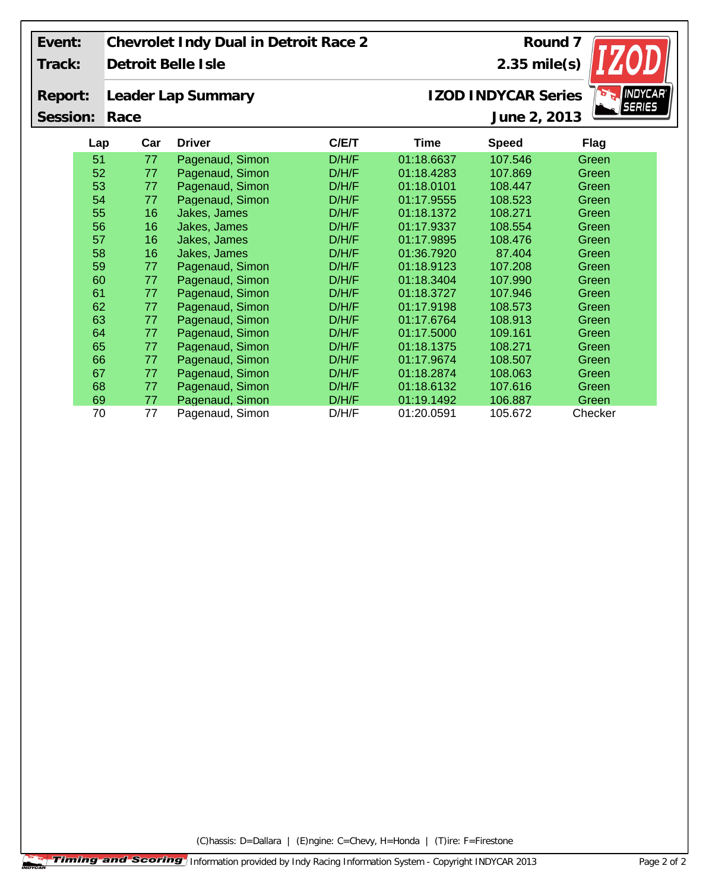| | | | |
|---|---|---|---|
| **Event:** | **Chevrolet Indy Dual in Detroit Race 2** | **Round 7** | |
| **Track:** | **Detroit Belle Isle** | **2.35 mile(s)** | |
| **Report:** | **Leader Lap Summary** | **IZOD INDYCAR Series** | |
| **Session:** | **Race** | **June 2, 2013** | |

| Lap | Car | Driver | C/E/T | Time | Speed | Flag |
|---|---|---|---|---|---|---|
| 51 | 77 | Pagenaud, Simon | D/H/F | 01:18.6637 | 107.546 | Green |
| 52 | 77 | Pagenaud, Simon | D/H/F | 01:18.4283 | 107.869 | Green |
| 53 | 77 | Pagenaud, Simon | D/H/F | 01:18.0101 | 108.447 | Green |
| 54 | 77 | Pagenaud, Simon | D/H/F | 01:17.9555 | 108.523 | Green |
| 55 | 16 | Jakes, James | D/H/F | 01:18.1372 | 108.271 | Green |
| 56 | 16 | Jakes, James | D/H/F | 01:17.9337 | 108.554 | Green |
| 57 | 16 | Jakes, James | D/H/F | 01:17.9895 | 108.476 | Green |
| 58 | 16 | Jakes, James | D/H/F | 01:36.7920 | 87.404 | Green |
| 59 | 77 | Pagenaud, Simon | D/H/F | 01:18.9123 | 107.208 | Green |
| 60 | 77 | Pagenaud, Simon | D/H/F | 01:18.3404 | 107.990 | Green |
| 61 | 77 | Pagenaud, Simon | D/H/F | 01:18.3727 | 107.946 | Green |
| 62 | 77 | Pagenaud, Simon | D/H/F | 01:17.9198 | 108.573 | Green |
| 63 | 77 | Pagenaud, Simon | D/H/F | 01:17.6764 | 108.913 | Green |
| 64 | 77 | Pagenaud, Simon | D/H/F | 01:17.5000 | 109.161 | Green |
| 65 | 77 | Pagenaud, Simon | D/H/F | 01:18.1375 | 108.271 | Green |
| 66 | 77 | Pagenaud, Simon | D/H/F | 01:17.9674 | 108.507 | Green |
| 67 | 77 | Pagenaud, Simon | D/H/F | 01:18.2874 | 108.063 | Green |
| 68 | 77 | Pagenaud, Simon | D/H/F | 01:18.6132 | 107.616 | Green |
| 69 | 77 | Pagenaud, Simon | D/H/F | 01:19.1492 | 106.887 | Green |
| 70 | 77 | Pagenaud, Simon | D/H/F | 01:20.0591 | 105.672 | Checker |

(C)hassis: D=Dallara | (E)ngine: C=Chevy, H=Honda | (T)ire: F=Firestone

Timing and Scoring Information provided by Indy Racing Information System - Copyright INDYCAR 2013